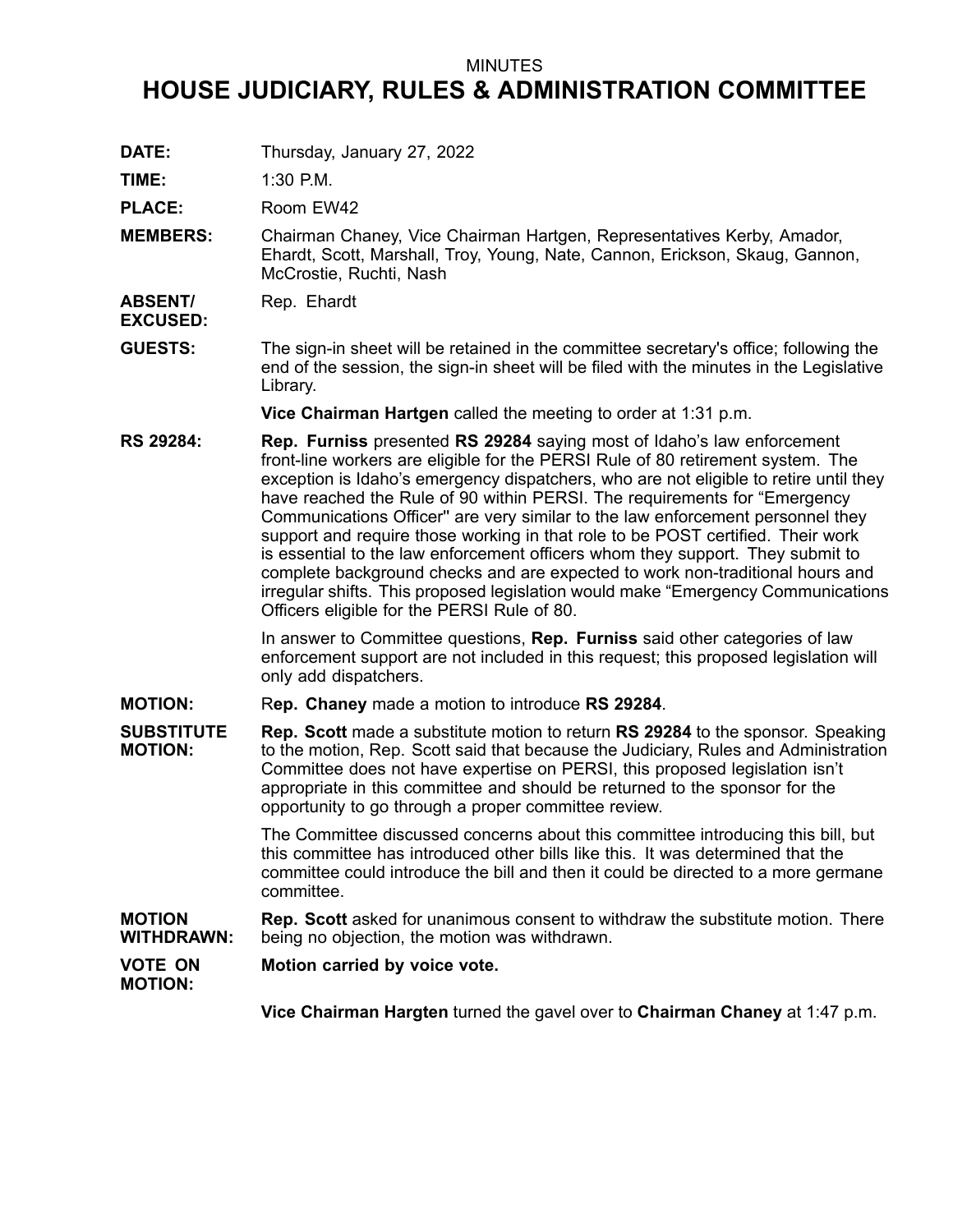MINUTES

# HOUSE JUDICIARY, RULES & ADMINISTRATION COMMITTEE

**DATE:** Thursday, January 27, 2022

**TIME:** 1:30 P.M.

**PLACE:** Room EW42

**MEMBERS:** Chairman Chaney, Vice Chairman Hartgen, Representatives Kerby, Amador, Ehardt, Scott, Marshall, Troy, Young, Nate, Cannon, Erickson, Skaug, Gannon, McCrostie, Ruchti, Nash

**ABSENT/ EXCUSED:** Rep. Ehardt

**GUESTS:** The sign-in sheet will be retained in the committee secretary's office; following the end of the session, the sign-in sheet will be filed with the minutes in the Legislative Library.

**Vice Chairman Hartgen** called the meeting to order at 1:31 p.m.

**RS 29284:** **Rep. Furniss** presented **RS 29284** saying most of Idaho's law enforcement front-line workers are eligible for the PERSI Rule of 80 retirement system. The exception is Idaho's emergency dispatchers, who are not eligible to retire until they have reached the Rule of 90 within PERSI. The requirements for "Emergency Communications Officer" are very similar to the law enforcement personnel they support and require those working in that role to be POST certified. Their work is essential to the law enforcement officers whom they support. They submit to complete background checks and are expected to work non-traditional hours and irregular shifts. This proposed legislation would make "Emergency Communications Officers eligible for the PERSI Rule of 80.

In answer to Committee questions, **Rep. Furniss** said other categories of law enforcement support are not included in this request; this proposed legislation will only add dispatchers.

**MOTION:** R**ep. Chaney** made a motion to introduce **RS 29284**.

**SUBSTITUTE MOTION:** **Rep. Scott** made a substitute motion to return **RS 29284** to the sponsor. Speaking to the motion, Rep. Scott said that because the Judiciary, Rules and Administration Committee does not have expertise on PERSI, this proposed legislation isn't appropriate in this committee and should be returned to the sponsor for the opportunity to go through a proper committee review.

The Committee discussed concerns about this committee introducing this bill, but this committee has introduced other bills like this. It was determined that the committee could introduce the bill and then it could be directed to a more germane committee.

**MOTION WITHDRAWN:** **Rep. Scott** asked for unanimous consent to withdraw the substitute motion. There being no objection, the motion was withdrawn.

**VOTE ON MOTION:** **Motion carried by voice vote.**

**Vice Chairman Hargten** turned the gavel over to **Chairman Chaney** at 1:47 p.m.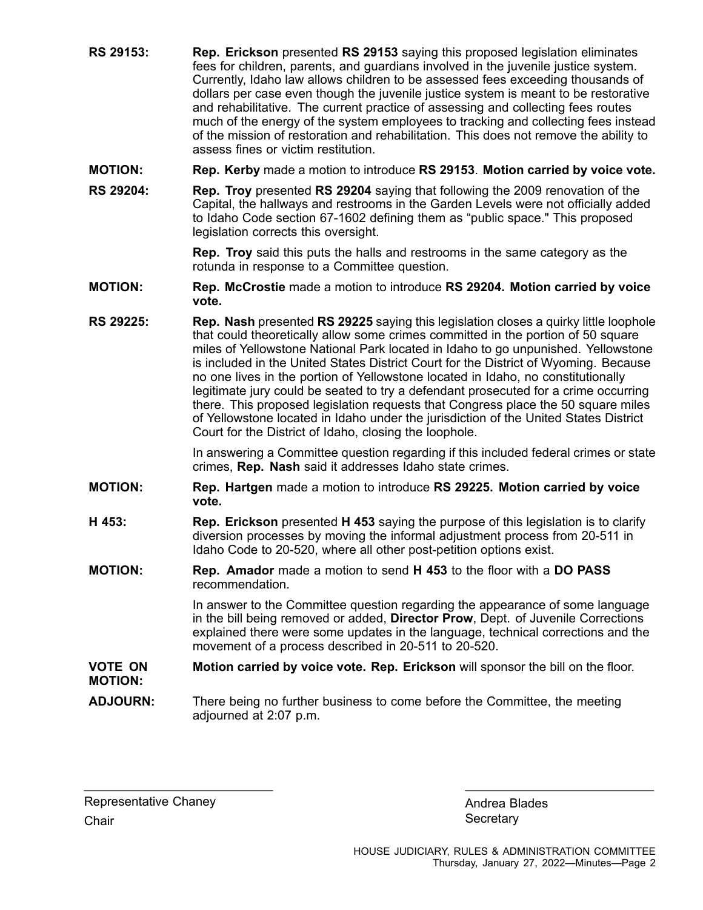**RS 29153:** **Rep. Erickson** presented **RS 29153** saying this proposed legislation eliminates fees for children, parents, and guardians involved in the juvenile justice system. Currently, Idaho law allows children to be assessed fees exceeding thousands of dollars per case even though the juvenile justice system is meant to be restorative and rehabilitative. The current practice of assessing and collecting fees routes much of the energy of the system employees to tracking and collecting fees instead of the mission of restoration and rehabilitation. This does not remove the ability to assess fines or victim restitution.

**MOTION:** **Rep. Kerby** made a motion to introduce **RS 29153**. **Motion carried by voice vote.**

**RS 29204:** **Rep. Troy** presented **RS 29204** saying that following the 2009 renovation of the Capital, the hallways and restrooms in the Garden Levels were not officially added to Idaho Code section 67-1602 defining them as "public space." This proposed legislation corrects this oversight.

**Rep. Troy** said this puts the halls and restrooms in the same category as the rotunda in response to a Committee question.

**MOTION:** **Rep. McCrostie** made a motion to introduce **RS 29204. Motion carried by voice vote.**

**RS 29225:** **Rep. Nash** presented **RS 29225** saying this legislation closes a quirky little loophole that could theoretically allow some crimes committed in the portion of 50 square miles of Yellowstone National Park located in Idaho to go unpunished. Yellowstone is included in the United States District Court for the District of Wyoming. Because no one lives in the portion of Yellowstone located in Idaho, no constitutionally legitimate jury could be seated to try a defendant prosecuted for a crime occurring there. This proposed legislation requests that Congress place the 50 square miles of Yellowstone located in Idaho under the jurisdiction of the United States District Court for the District of Idaho, closing the loophole.

In answering a Committee question regarding if this included federal crimes or state crimes, **Rep. Nash** said it addresses Idaho state crimes.

**MOTION:** **Rep. Hartgen** made a motion to introduce **RS 29225. Motion carried by voice vote.**

**H 453:** **Rep. Erickson** presented **H 453** saying the purpose of this legislation is to clarify diversion processes by moving the informal adjustment process from 20-511 in Idaho Code to 20-520, where all other post-petition options exist.

**MOTION:** **Rep. Amador** made a motion to send **H 453** to the floor with a **DO PASS** recommendation.

In answer to the Committee question regarding the appearance of some language in the bill being removed or added, **Director Prow**, Dept. of Juvenile Corrections explained there were some updates in the language, technical corrections and the movement of a process described in 20-511 to 20-520.

**VOTE ON MOTION:** **Motion carried by voice vote. Rep. Erickson** will sponsor the bill on the floor.

**ADJOURN:** There being no further business to come before the Committee, the meeting adjourned at 2:07 p.m.

___________________________
Representative Chaney
Chair

___________________________
Andrea Blades
Secretary